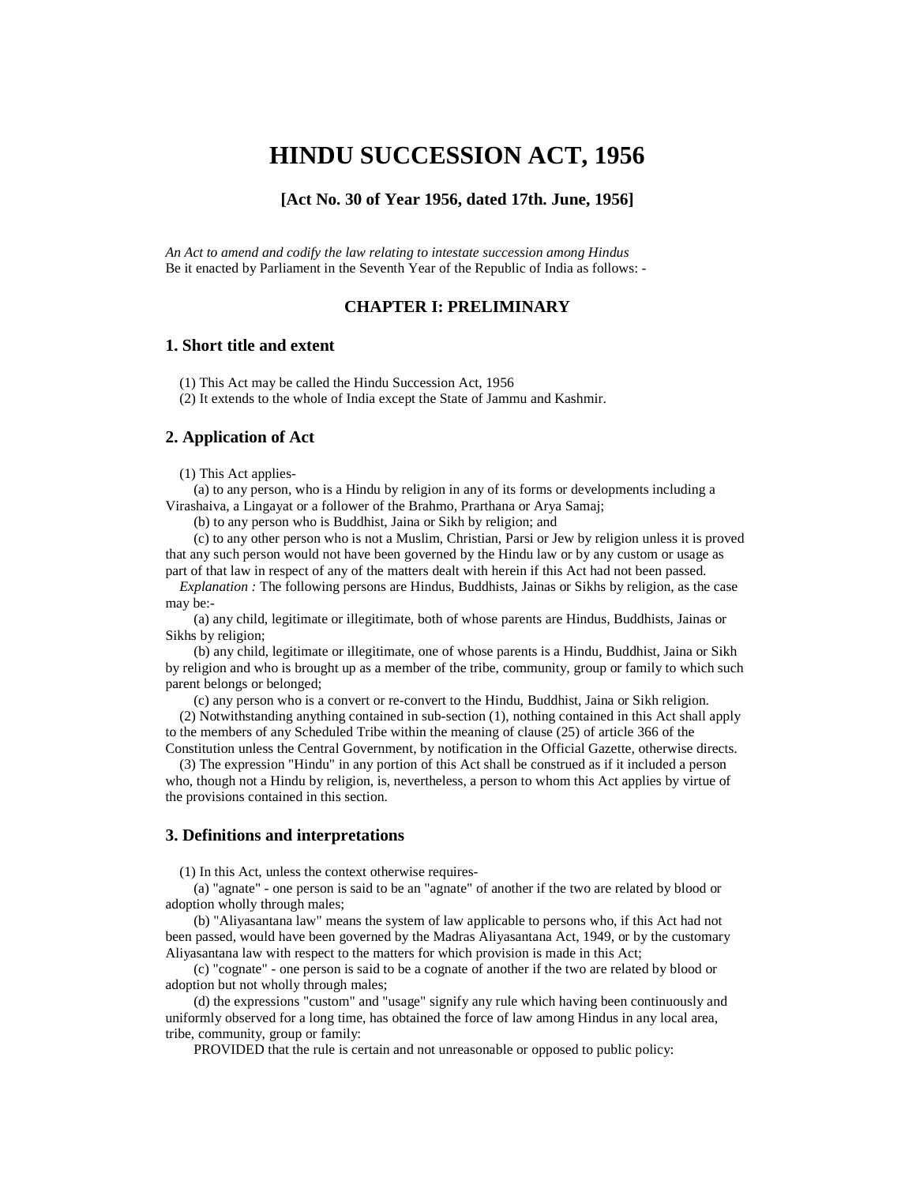# HINDU SUCCESSION ACT, 1956

### [Act No. 30 of Year 1956, dated 17th. June, 1956]

*An Act to amend and codify the law relating to intestate succession among Hindus*
Be it enacted by Parliament in the Seventh Year of the Republic of India as follows: -

## CHAPTER I: PRELIMINARY

### 1. Short title and extent

(1) This Act may be called the Hindu Succession Act, 1956
(2) It extends to the whole of India except the State of Jammu and Kashmir.

### 2. Application of Act

(1) This Act applies-

(a) to any person, who is a Hindu by religion in any of its forms or developments including a Virashaiva, a Lingayat or a follower of the Brahmo, Prarthana or Arya Samaj;

(b) to any person who is Buddhist, Jaina or Sikh by religion; and

(c) to any other person who is not a Muslim, Christian, Parsi or Jew by religion unless it is proved that any such person would not have been governed by the Hindu law or by any custom or usage as part of that law in respect of any of the matters dealt with herein if this Act had not been passed.

*Explanation :* The following persons are Hindus, Buddhists, Jainas or Sikhs by religion, as the case may be:-

(a) any child, legitimate or illegitimate, both of whose parents are Hindus, Buddhists, Jainas or Sikhs by religion;

(b) any child, legitimate or illegitimate, one of whose parents is a Hindu, Buddhist, Jaina or Sikh by religion and who is brought up as a member of the tribe, community, group or family to which such parent belongs or belonged;

(c) any person who is a convert or re-convert to the Hindu, Buddhist, Jaina or Sikh religion.

(2) Notwithstanding anything contained in sub-section (1), nothing contained in this Act shall apply to the members of any Scheduled Tribe within the meaning of clause (25) of article 366 of the Constitution unless the Central Government, by notification in the Official Gazette, otherwise directs.

(3) The expression "Hindu" in any portion of this Act shall be construed as if it included a person who, though not a Hindu by religion, is, nevertheless, a person to whom this Act applies by virtue of the provisions contained in this section.

### 3. Definitions and interpretations

(1) In this Act, unless the context otherwise requires-

(a) "agnate" - one person is said to be an "agnate" of another if the two are related by blood or adoption wholly through males;

(b) "Aliyasantana law" means the system of law applicable to persons who, if this Act had not been passed, would have been governed by the Madras Aliyasantana Act, 1949, or by the customary Aliyasantana law with respect to the matters for which provision is made in this Act;

(c) "cognate" - one person is said to be a cognate of another if the two are related by blood or adoption but not wholly through males;

(d) the expressions "custom" and "usage" signify any rule which having been continuously and uniformly observed for a long time, has obtained the force of law among Hindus in any local area, tribe, community, group or family:

PROVIDED that the rule is certain and not unreasonable or opposed to public policy: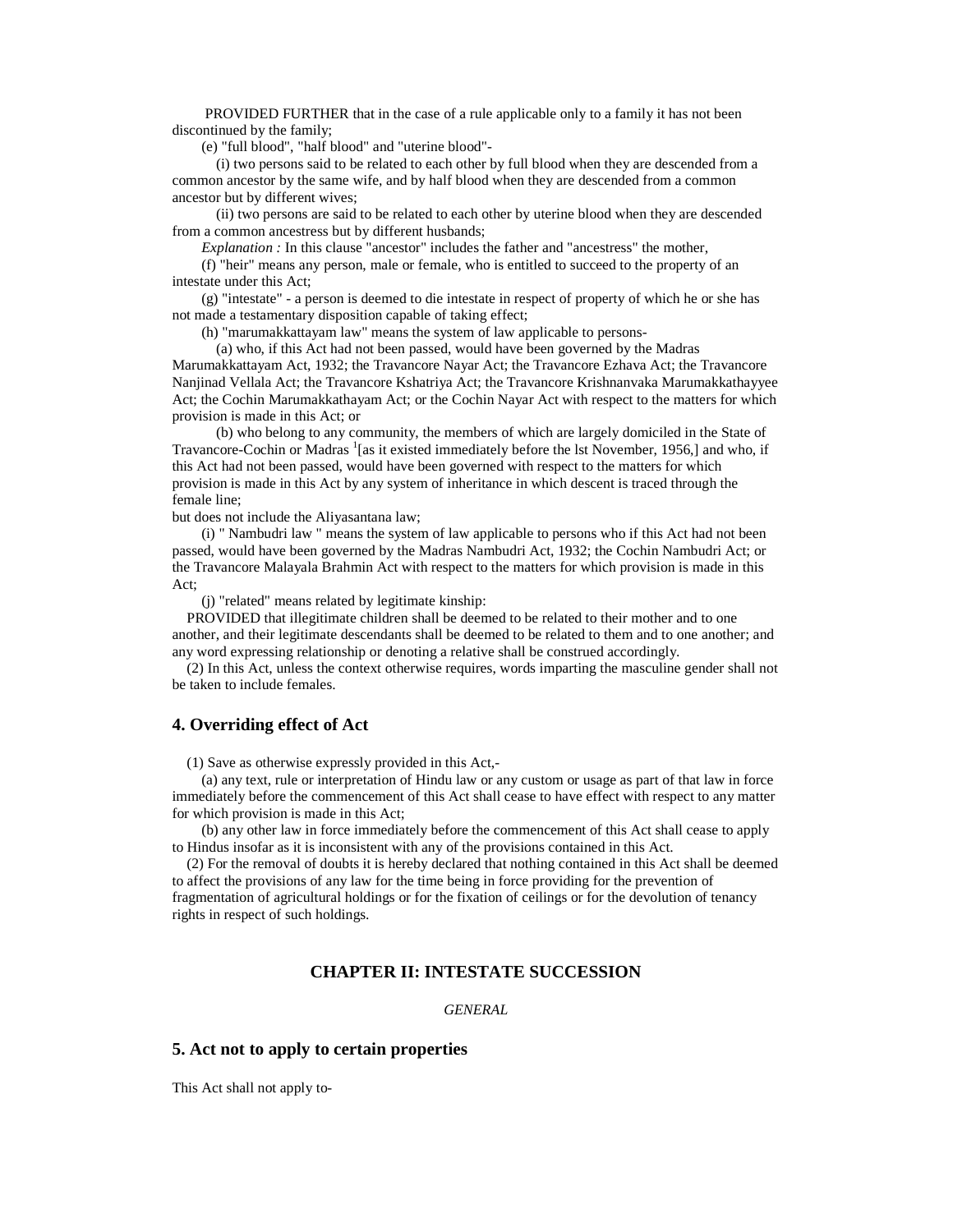PROVIDED FURTHER that in the case of a rule applicable only to a family it has not been discontinued by the family;

(e) "full blood", "half blood" and "uterine blood"-

(i) two persons said to be related to each other by full blood when they are descended from a common ancestor by the same wife, and by half blood when they are descended from a common ancestor but by different wives;

(ii) two persons are said to be related to each other by uterine blood when they are descended from a common ancestress but by different husbands;

*Explanation :* In this clause "ancestor" includes the father and "ancestress" the mother,

(f) "heir" means any person, male or female, who is entitled to succeed to the property of an intestate under this Act;

(g) "intestate" - a person is deemed to die intestate in respect of property of which he or she has not made a testamentary disposition capable of taking effect;

(h) "marumakkattayam law" means the system of law applicable to persons-

(a) who, if this Act had not been passed, would have been governed by the Madras Marumakkattayam Act, 1932; the Travancore Nayar Act; the Travancore Ezhava Act; the Travancore Nanjinad Vellala Act; the Travancore Kshatriya Act; the Travancore Krishnanvaka Marumakkathayyee Act; the Cochin Marumakkathayam Act; or the Cochin Nayar Act with respect to the matters for which provision is made in this Act; or

(b) who belong to any community, the members of which are largely domiciled in the State of Travancore-Cochin or Madras [1][as it existed immediately before the lst November, 1956,] and who, if this Act had not been passed, would have been governed with respect to the matters for which provision is made in this Act by any system of inheritance in which descent is traced through the female line;

but does not include the Aliyasantana law;

(i) " Nambudri law " means the system of law applicable to persons who if this Act had not been passed, would have been governed by the Madras Nambudri Act, 1932; the Cochin Nambudri Act; or the Travancore Malayala Brahmin Act with respect to the matters for which provision is made in this Act;

(j) "related" means related by legitimate kinship:

PROVIDED that illegitimate children shall be deemed to be related to their mother and to one another, and their legitimate descendants shall be deemed to be related to them and to one another; and any word expressing relationship or denoting a relative shall be construed accordingly.

(2) In this Act, unless the context otherwise requires, words imparting the masculine gender shall not be taken to include females.

## 4. Overriding effect of Act

(1) Save as otherwise expressly provided in this Act,-

(a) any text, rule or interpretation of Hindu law or any custom or usage as part of that law in force immediately before the commencement of this Act shall cease to have effect with respect to any matter for which provision is made in this Act;

(b) any other law in force immediately before the commencement of this Act shall cease to apply to Hindus insofar as it is inconsistent with any of the provisions contained in this Act.

(2) For the removal of doubts it is hereby declared that nothing contained in this Act shall be deemed to affect the provisions of any law for the time being in force providing for the prevention of fragmentation of agricultural holdings or for the fixation of ceilings or for the devolution of tenancy rights in respect of such holdings.

## CHAPTER II: INTESTATE SUCCESSION

*GENERAL*

## 5. Act not to apply to certain properties

This Act shall not apply to-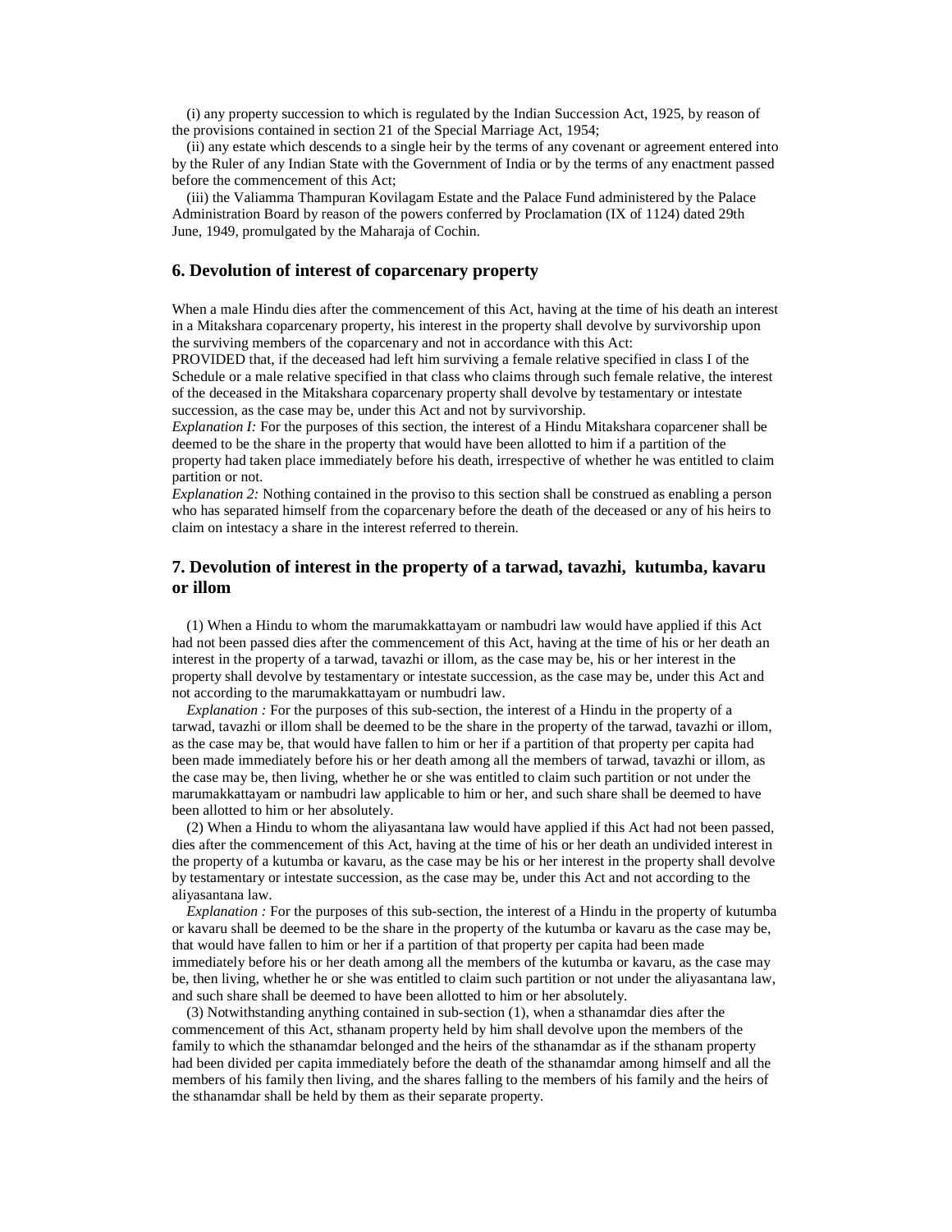(i) any property succession to which is regulated by the Indian Succession Act, 1925, by reason of the provisions contained in section 21 of the Special Marriage Act, 1954;

(ii) any estate which descends to a single heir by the terms of any covenant or agreement entered into by the Ruler of any Indian State with the Government of India or by the terms of any enactment passed before the commencement of this Act;

(iii) the Valiamma Thampuran Kovilagam Estate and the Palace Fund administered by the Palace Administration Board by reason of the powers conferred by Proclamation (IX of 1124) dated 29th June, 1949, promulgated by the Maharaja of Cochin.

### 6. Devolution of interest of coparcenary property

When a male Hindu dies after the commencement of this Act, having at the time of his death an interest in a Mitakshara coparcenary property, his interest in the property shall devolve by survivorship upon the surviving members of the coparcenary and not in accordance with this Act:

PROVIDED that, if the deceased had left him surviving a female relative specified in class I of the Schedule or a male relative specified in that class who claims through such female relative, the interest of the deceased in the Mitakshara coparcenary property shall devolve by testamentary or intestate succession, as the case may be, under this Act and not by survivorship.

*Explanation I:* For the purposes of this section, the interest of a Hindu Mitakshara coparcener shall be deemed to be the share in the property that would have been allotted to him if a partition of the property had taken place immediately before his death, irrespective of whether he was entitled to claim partition or not.

*Explanation 2:* Nothing contained in the proviso to this section shall be construed as enabling a person who has separated himself from the coparcenary before the death of the deceased or any of his heirs to claim on intestacy a share in the interest referred to therein.

### 7. Devolution of interest in the property of a tarwad, tavazhi, kutumba, kavaru or illom

(1) When a Hindu to whom the marumakkattayam or nambudri law would have applied if this Act had not been passed dies after the commencement of this Act, having at the time of his or her death an interest in the property of a tarwad, tavazhi or illom, as the case may be, his or her interest in the property shall devolve by testamentary or intestate succession, as the case may be, under this Act and not according to the marumakkattayam or numbudri law.

*Explanation :* For the purposes of this sub-section, the interest of a Hindu in the property of a tarwad, tavazhi or illom shall be deemed to be the share in the property of the tarwad, tavazhi or illom, as the case may be, that would have fallen to him or her if a partition of that property per capita had been made immediately before his or her death among all the members of tarwad, tavazhi or illom, as the case may be, then living, whether he or she was entitled to claim such partition or not under the marumakkattayam or nambudri law applicable to him or her, and such share shall be deemed to have been allotted to him or her absolutely.

(2) When a Hindu to whom the aliyasantana law would have applied if this Act had not been passed, dies after the commencement of this Act, having at the time of his or her death an undivided interest in the property of a kutumba or kavaru, as the case may be his or her interest in the property shall devolve by testamentary or intestate succession, as the case may be, under this Act and not according to the aliyasantana law.

*Explanation :* For the purposes of this sub-section, the interest of a Hindu in the property of kutumba or kavaru shall be deemed to be the share in the property of the kutumba or kavaru as the case may be, that would have fallen to him or her if a partition of that property per capita had been made immediately before his or her death among all the members of the kutumba or kavaru, as the case may be, then living, whether he or she was entitled to claim such partition or not under the aliyasantana law, and such share shall be deemed to have been allotted to him or her absolutely.

(3) Notwithstanding anything contained in sub-section (1), when a sthanamdar dies after the commencement of this Act, sthanam property held by him shall devolve upon the members of the family to which the sthanamdar belonged and the heirs of the sthanamdar as if the sthanam property had been divided per capita immediately before the death of the sthanamdar among himself and all the members of his family then living, and the shares falling to the members of his family and the heirs of the sthanamdar shall be held by them as their separate property.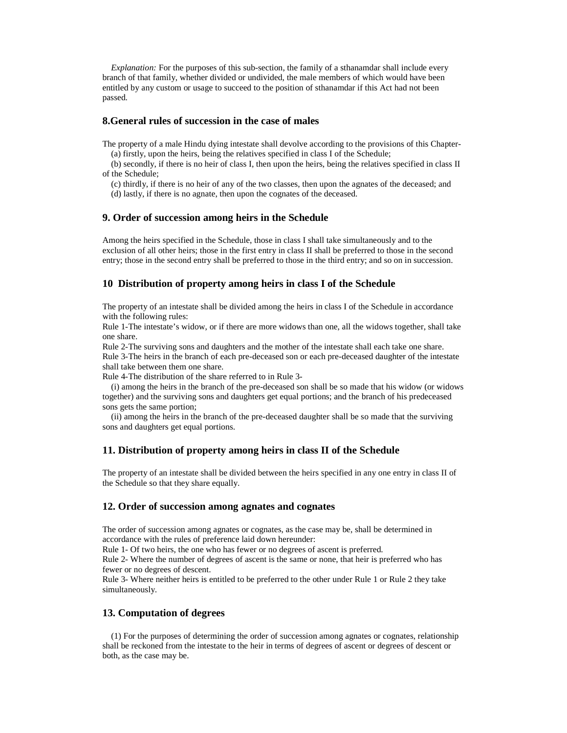*Explanation:* For the purposes of this sub-section, the family of a sthanamdar shall include every branch of that family, whether divided or undivided, the male members of which would have been entitled by any custom or usage to succeed to the position of sthanamdar if this Act had not been passed.

### 8.General rules of succession in the case of males

The property of a male Hindu dying intestate shall devolve according to the provisions of this Chapter-

(a) firstly, upon the heirs, being the relatives specified in class I of the Schedule;

(b) secondly, if there is no heir of class I, then upon the heirs, being the relatives specified in class II of the Schedule;

(c) thirdly, if there is no heir of any of the two classes, then upon the agnates of the deceased; and

(d) lastly, if there is no agnate, then upon the cognates of the deceased.

### 9. Order of succession among heirs in the Schedule

Among the heirs specified in the Schedule, those in class I shall take simultaneously and to the exclusion of all other heirs; those in the first entry in class II shall be preferred to those in the second entry; those in the second entry shall be preferred to those in the third entry; and so on in succession.

### 10 Distribution of property among heirs in class I of the Schedule

The property of an intestate shall be divided among the heirs in class I of the Schedule in accordance with the following rules:

Rule 1-The intestate's widow, or if there are more widows than one, all the widows together, shall take one share.

Rule 2-The surviving sons and daughters and the mother of the intestate shall each take one share.

Rule 3-The heirs in the branch of each pre-deceased son or each pre-deceased daughter of the intestate shall take between them one share.

Rule 4-The distribution of the share referred to in Rule 3-

(i) among the heirs in the branch of the pre-deceased son shall be so made that his widow (or widows together) and the surviving sons and daughters get equal portions; and the branch of his predeceased sons gets the same portion;

(ii) among the heirs in the branch of the pre-deceased daughter shall be so made that the surviving sons and daughters get equal portions.

### 11. Distribution of property among heirs in class II of the Schedule

The property of an intestate shall be divided between the heirs specified in any one entry in class II of the Schedule so that they share equally.

### 12. Order of succession among agnates and cognates

The order of succession among agnates or cognates, as the case may be, shall be determined in accordance with the rules of preference laid down hereunder:

Rule 1- Of two heirs, the one who has fewer or no degrees of ascent is preferred.

Rule 2- Where the number of degrees of ascent is the same or none, that heir is preferred who has fewer or no degrees of descent.

Rule 3- Where neither heirs is entitled to be preferred to the other under Rule 1 or Rule 2 they take simultaneously.

### 13. Computation of degrees

(1) For the purposes of determining the order of succession among agnates or cognates, relationship shall be reckoned from the intestate to the heir in terms of degrees of ascent or degrees of descent or both, as the case may be.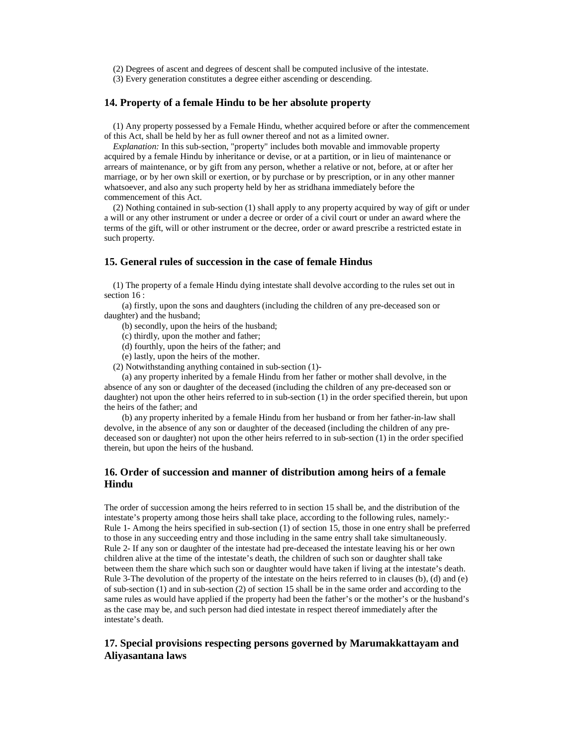(2) Degrees of ascent and degrees of descent shall be computed inclusive of the intestate.

(3) Every generation constitutes a degree either ascending or descending.

### 14. Property of a female Hindu to be her absolute property

(1) Any property possessed by a Female Hindu, whether acquired before or after the commencement of this Act, shall be held by her as full owner thereof and not as a limited owner.

*Explanation:* In this sub-section, "property" includes both movable and immovable property acquired by a female Hindu by inheritance or devise, or at a partition, or in lieu of maintenance or arrears of maintenance, or by gift from any person, whether a relative or not, before, at or after her marriage, or by her own skill or exertion, or by purchase or by prescription, or in any other manner whatsoever, and also any such property held by her as stridhana immediately before the commencement of this Act.

(2) Nothing contained in sub-section (1) shall apply to any property acquired by way of gift or under a will or any other instrument or under a decree or order of a civil court or under an award where the terms of the gift, will or other instrument or the decree, order or award prescribe a restricted estate in such property.

### 15. General rules of succession in the case of female Hindus

(1) The property of a female Hindu dying intestate shall devolve according to the rules set out in section 16 :

(a) firstly, upon the sons and daughters (including the children of any pre-deceased son or daughter) and the husband;

(b) secondly, upon the heirs of the husband;

(c) thirdly, upon the mother and father;

(d) fourthly, upon the heirs of the father; and

(e) lastly, upon the heirs of the mother.

(2) Notwithstanding anything contained in sub-section (1)-

(a) any property inherited by a female Hindu from her father or mother shall devolve, in the absence of any son or daughter of the deceased (including the children of any pre-deceased son or daughter) not upon the other heirs referred to in sub-section (1) in the order specified therein, but upon the heirs of the father; and

(b) any property inherited by a female Hindu from her husband or from her father-in-law shall devolve, in the absence of any son or daughter of the deceased (including the children of any pre-deceased son or daughter) not upon the other heirs referred to in sub-section (1) in the order specified therein, but upon the heirs of the husband.

### 16. Order of succession and manner of distribution among heirs of a female Hindu

The order of succession among the heirs referred to in section 15 shall be, and the distribution of the intestate's property among those heirs shall take place, according to the following rules, namely:-

Rule 1- Among the heirs specified in sub-section (1) of section 15, those in one entry shall be preferred to those in any succeeding entry and those including in the same entry shall take simultaneously.

Rule 2- If any son or daughter of the intestate had pre-deceased the intestate leaving his or her own children alive at the time of the intestate's death, the children of such son or daughter shall take between them the share which such son or daughter would have taken if living at the intestate's death.

Rule 3-The devolution of the property of the intestate on the heirs referred to in clauses (b), (d) and (e) of sub-section (1) and in sub-section (2) of section 15 shall be in the same order and according to the same rules as would have applied if the property had been the father's or the mother's or the husband's as the case may be, and such person had died intestate in respect thereof immediately after the intestate's death.

### 17. Special provisions respecting persons governed by Marumakkattayam and Aliyasantana laws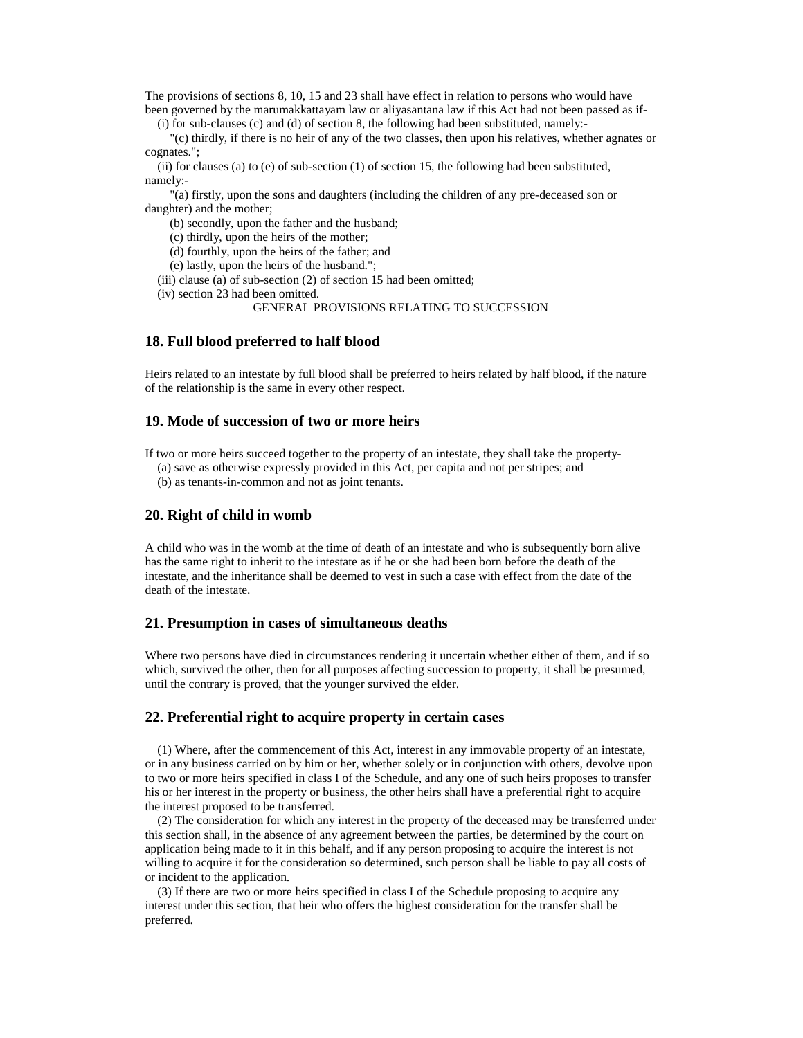The provisions of sections 8, 10, 15 and 23 shall have effect in relation to persons who would have been governed by the marumakkattayam law or aliyasantana law if this Act had not been passed as if-

(i) for sub-clauses (c) and (d) of section 8, the following had been substituted, namely:-

"(c) thirdly, if there is no heir of any of the two classes, then upon his relatives, whether agnates or cognates.";

(ii) for clauses (a) to (e) of sub-section (1) of section 15, the following had been substituted, namely:-

"(a) firstly, upon the sons and daughters (including the children of any pre-deceased son or daughter) and the mother;

(b) secondly, upon the father and the husband;

(c) thirdly, upon the heirs of the mother;

(d) fourthly, upon the heirs of the father; and

(e) lastly, upon the heirs of the husband.";

(iii) clause (a) of sub-section (2) of section 15 had been omitted;

(iv) section 23 had been omitted.

GENERAL PROVISIONS RELATING TO SUCCESSION

### 18. Full blood preferred to half blood

Heirs related to an intestate by full blood shall be preferred to heirs related by half blood, if the nature of the relationship is the same in every other respect.

### 19. Mode of succession of two or more heirs

If two or more heirs succeed together to the property of an intestate, they shall take the property-

(a) save as otherwise expressly provided in this Act, per capita and not per stripes; and

(b) as tenants-in-common and not as joint tenants.

### 20. Right of child in womb

A child who was in the womb at the time of death of an intestate and who is subsequently born alive has the same right to inherit to the intestate as if he or she had been born before the death of the intestate, and the inheritance shall be deemed to vest in such a case with effect from the date of the death of the intestate.

### 21. Presumption in cases of simultaneous deaths

Where two persons have died in circumstances rendering it uncertain whether either of them, and if so which, survived the other, then for all purposes affecting succession to property, it shall be presumed, until the contrary is proved, that the younger survived the elder.

### 22. Preferential right to acquire property in certain cases

(1) Where, after the commencement of this Act, interest in any immovable property of an intestate, or in any business carried on by him or her, whether solely or in conjunction with others, devolve upon to two or more heirs specified in class I of the Schedule, and any one of such heirs proposes to transfer his or her interest in the property or business, the other heirs shall have a preferential right to acquire the interest proposed to be transferred.

(2) The consideration for which any interest in the property of the deceased may be transferred under this section shall, in the absence of any agreement between the parties, be determined by the court on application being made to it in this behalf, and if any person proposing to acquire the interest is not willing to acquire it for the consideration so determined, such person shall be liable to pay all costs of or incident to the application.

(3) If there are two or more heirs specified in class I of the Schedule proposing to acquire any interest under this section, that heir who offers the highest consideration for the transfer shall be preferred.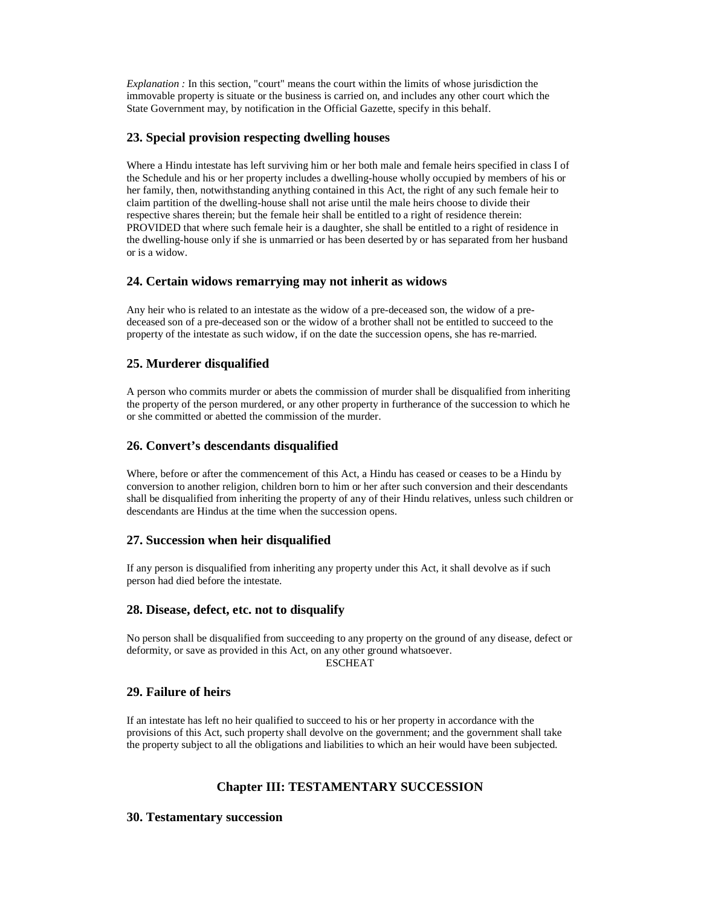*Explanation :* In this section, "court" means the court within the limits of whose jurisdiction the immovable property is situate or the business is carried on, and includes any other court which the State Government may, by notification in the Official Gazette, specify in this behalf.

### 23. Special provision respecting dwelling houses

Where a Hindu intestate has left surviving him or her both male and female heirs specified in class I of the Schedule and his or her property includes a dwelling-house wholly occupied by members of his or her family, then, notwithstanding anything contained in this Act, the right of any such female heir to claim partition of the dwelling-house shall not arise until the male heirs choose to divide their respective shares therein; but the female heir shall be entitled to a right of residence therein: PROVIDED that where such female heir is a daughter, she shall be entitled to a right of residence in the dwelling-house only if she is unmarried or has been deserted by or has separated from her husband or is a widow.

### 24. Certain widows remarrying may not inherit as widows

Any heir who is related to an intestate as the widow of a pre-deceased son, the widow of a pre-deceased son of a pre-deceased son or the widow of a brother shall not be entitled to succeed to the property of the intestate as such widow, if on the date the succession opens, she has re-married.

### 25. Murderer disqualified

A person who commits murder or abets the commission of murder shall be disqualified from inheriting the property of the person murdered, or any other property in furtherance of the succession to which he or she committed or abetted the commission of the murder.

### 26. Convert's descendants disqualified

Where, before or after the commencement of this Act, a Hindu has ceased or ceases to be a Hindu by conversion to another religion, children born to him or her after such conversion and their descendants shall be disqualified from inheriting the property of any of their Hindu relatives, unless such children or descendants are Hindus at the time when the succession opens.

### 27. Succession when heir disqualified

If any person is disqualified from inheriting any property under this Act, it shall devolve as if such person had died before the intestate.

### 28. Disease, defect, etc. not to disqualify

No person shall be disqualified from succeeding to any property on the ground of any disease, defect or deformity, or save as provided in this Act, on any other ground whatsoever.

ESCHEAT

### 29. Failure of heirs

If an intestate has left no heir qualified to succeed to his or her property in accordance with the provisions of this Act, such property shall devolve on the government; and the government shall take the property subject to all the obligations and liabilities to which an heir would have been subjected.

## Chapter III: TESTAMENTARY SUCCESSION

### 30. Testamentary succession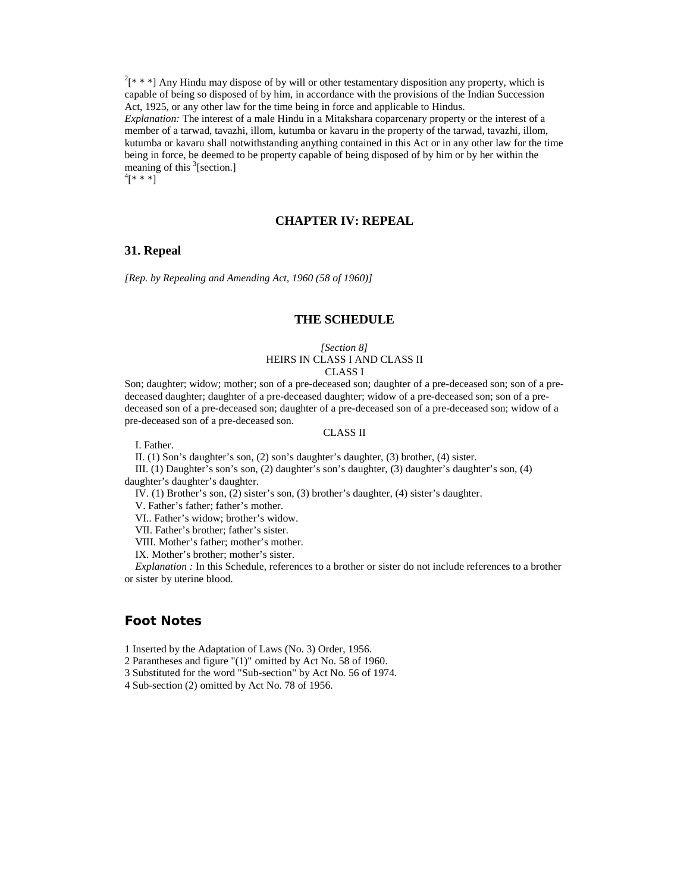[2][* * *] Any Hindu may dispose of by will or other testamentary disposition any property, which is capable of being so disposed of by him, in accordance with the provisions of the Indian Succession Act, 1925, or any other law for the time being in force and applicable to Hindus.

*Explanation:* The interest of a male Hindu in a Mitakshara coparcenary property or the interest of a member of a tarwad, tavazhi, illom, kutumba or kavaru in the property of the tarwad, tavazhi, illom, kutumba or kavaru shall notwithstanding anything contained in this Act or in any other law for the time being in force, be deemed to be property capable of being disposed of by him or by her within the meaning of this [3][section.]

[4][* * *]

## CHAPTER IV: REPEAL

### 31. Repeal

*[Rep. by Repealing and Amending Act, 1960 (58 of 1960)]*

## THE SCHEDULE

*[Section 8]*

HEIRS IN CLASS I AND CLASS II

CLASS I

Son; daughter; widow; mother; son of a pre-deceased son; daughter of a pre-deceased son; son of a pre-deceased daughter; daughter of a pre-deceased daughter; widow of a pre-deceased son; son of a pre-deceased son of a pre-deceased son; daughter of a pre-deceased son of a pre-deceased son; widow of a pre-deceased son of a pre-deceased son.

CLASS II

I. Father.

II. (1) Son's daughter's son, (2) son's daughter's daughter, (3) brother, (4) sister.

III. (1) Daughter's son's son, (2) daughter's son's daughter, (3) daughter's daughter's son, (4) daughter's daughter's daughter.

IV. (1) Brother's son, (2) sister's son, (3) brother's daughter, (4) sister's daughter.

V. Father's father; father's mother.

VI.. Father's widow; brother's widow.

VII. Father's brother; father's sister.

VIII. Mother's father; mother's mother.

IX. Mother's brother; mother's sister.

*Explanation :* In this Schedule, references to a brother or sister do not include references to a brother or sister by uterine blood.

## Foot Notes

1 Inserted by the Adaptation of Laws (No. 3) Order, 1956.

2 Parantheses and figure "(1)" omitted by Act No. 58 of 1960.

3 Substituted for the word "Sub-section" by Act No. 56 of 1974.

4 Sub-section (2) omitted by Act No. 78 of 1956.